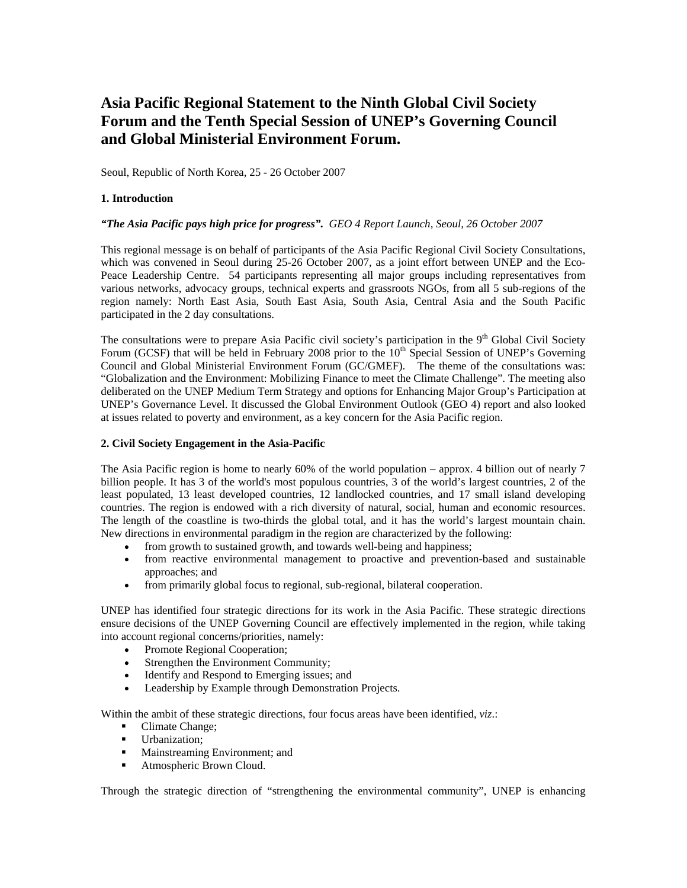# Asia Pacific Regional Statement to the Ninth Global Civil Society Forum and the Tenth Special Session of UNEP's Governing Council and Global Ministerial Environment Forum.

Seoul, Republic of North Korea, 25 - 26 October 2007

### 1. Introduction

***"The Asia Pacific pays high price for progress".*** *GEO 4 Report Launch, Seoul, 26 October 2007*

This regional message is on behalf of participants of the Asia Pacific Regional Civil Society Consultations, which was convened in Seoul during 25-26 October 2007, as a joint effort between UNEP and the Eco-Peace Leadership Centre. 54 participants representing all major groups including representatives from various networks, advocacy groups, technical experts and grassroots NGOs, from all 5 sub-regions of the region namely: North East Asia, South East Asia, South Asia, Central Asia and the South Pacific participated in the 2 day consultations.

The consultations were to prepare Asia Pacific civil society's participation in the 9th Global Civil Society Forum (GCSF) that will be held in February 2008 prior to the 10th Special Session of UNEP's Governing Council and Global Ministerial Environment Forum (GC/GMEF). The theme of the consultations was: "Globalization and the Environment: Mobilizing Finance to meet the Climate Challenge". The meeting also deliberated on the UNEP Medium Term Strategy and options for Enhancing Major Group's Participation at UNEP's Governance Level. It discussed the Global Environment Outlook (GEO 4) report and also looked at issues related to poverty and environment, as a key concern for the Asia Pacific region.

### 2. Civil Society Engagement in the Asia-Pacific

The Asia Pacific region is home to nearly 60% of the world population – approx. 4 billion out of nearly 7 billion people. It has 3 of the world's most populous countries, 3 of the world's largest countries, 2 of the least populated, 13 least developed countries, 12 landlocked countries, and 17 small island developing countries. The region is endowed with a rich diversity of natural, social, human and economic resources. The length of the coastline is two-thirds the global total, and it has the world's largest mountain chain. New directions in environmental paradigm in the region are characterized by the following:

- from growth to sustained growth, and towards well-being and happiness;
- from reactive environmental management to proactive and prevention-based and sustainable approaches; and
- from primarily global focus to regional, sub-regional, bilateral cooperation.

UNEP has identified four strategic directions for its work in the Asia Pacific. These strategic directions ensure decisions of the UNEP Governing Council are effectively implemented in the region, while taking into account regional concerns/priorities, namely:

- Promote Regional Cooperation;
- Strengthen the Environment Community;
- Identify and Respond to Emerging issues; and
- Leadership by Example through Demonstration Projects.

Within the ambit of these strategic directions, four focus areas have been identified, *viz*.:

- Climate Change;
- Urbanization;
- Mainstreaming Environment; and
- Atmospheric Brown Cloud.

Through the strategic direction of "strengthening the environmental community", UNEP is enhancing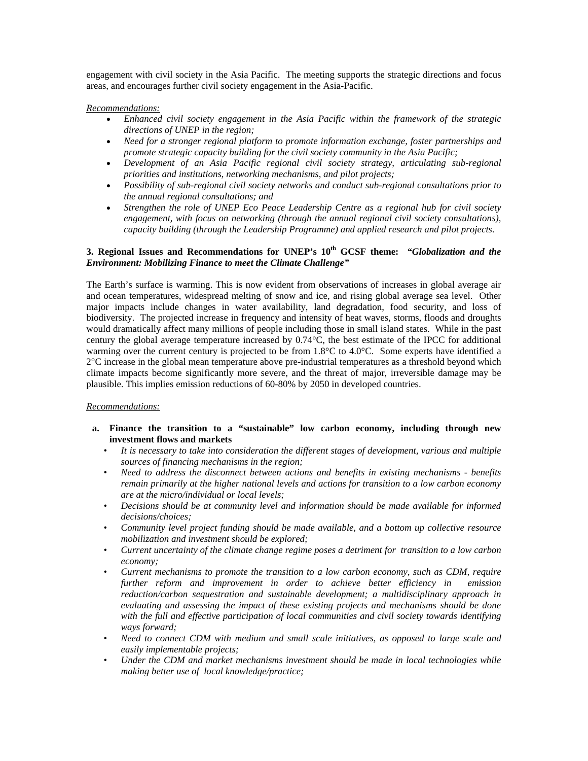engagement with civil society in the Asia Pacific. The meeting supports the strategic directions and focus areas, and encourages further civil society engagement in the Asia-Pacific.

*Recommendations:*

- *Enhanced civil society engagement in the Asia Pacific within the framework of the strategic directions of UNEP in the region;*
- *Need for a stronger regional platform to promote information exchange, foster partnerships and promote strategic capacity building for the civil society community in the Asia Pacific;*
- *Development of an Asia Pacific regional civil society strategy, articulating sub-regional priorities and institutions, networking mechanisms, and pilot projects;*
- *Possibility of sub-regional civil society networks and conduct sub-regional consultations prior to the annual regional consultations; and*
- *Strengthen the role of UNEP Eco Peace Leadership Centre as a regional hub for civil society engagement, with focus on networking (through the annual regional civil society consultations), capacity building (through the Leadership Programme) and applied research and pilot projects.*

### 3. Regional Issues and Recommendations for UNEP's 10th GCSF theme: *"Globalization and the Environment: Mobilizing Finance to meet the Climate Challenge"*

The Earth's surface is warming. This is now evident from observations of increases in global average air and ocean temperatures, widespread melting of snow and ice, and rising global average sea level. Other major impacts include changes in water availability, land degradation, food security, and loss of biodiversity. The projected increase in frequency and intensity of heat waves, storms, floods and droughts would dramatically affect many millions of people including those in small island states. While in the past century the global average temperature increased by 0.74°C, the best estimate of the IPCC for additional warming over the current century is projected to be from 1.8°C to 4.0°C. Some experts have identified a 2°C increase in the global mean temperature above pre-industrial temperatures as a threshold beyond which climate impacts become significantly more severe, and the threat of major, irreversible damage may be plausible. This implies emission reductions of 60-80% by 2050 in developed countries.

*Recommendations:*

**a. Finance the transition to a "sustainable" low carbon economy, including through new investment flows and markets**

- *It is necessary to take into consideration the different stages of development, various and multiple sources of financing mechanisms in the region;*
- *Need to address the disconnect between actions and benefits in existing mechanisms - benefits remain primarily at the higher national levels and actions for transition to a low carbon economy are at the micro/individual or local levels;*
- *Decisions should be at community level and information should be made available for informed decisions/choices;*
- *Community level project funding should be made available, and a bottom up collective resource mobilization and investment should be explored;*
- *Current uncertainty of the climate change regime poses a detriment for transition to a low carbon economy;*
- *Current mechanisms to promote the transition to a low carbon economy, such as CDM, require further reform and improvement in order to achieve better efficiency in emission reduction/carbon sequestration and sustainable development; a multidisciplinary approach in evaluating and assessing the impact of these existing projects and mechanisms should be done with the full and effective participation of local communities and civil society towards identifying ways forward;*
- *Need to connect CDM with medium and small scale initiatives, as opposed to large scale and easily implementable projects;*
- *Under the CDM and market mechanisms investment should be made in local technologies while making better use of local knowledge/practice;*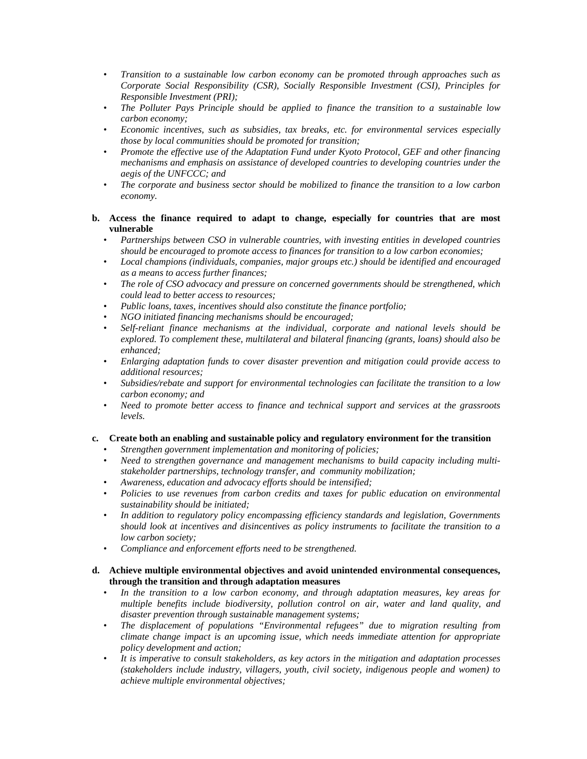- *Transition to a sustainable low carbon economy can be promoted through approaches such as Corporate Social Responsibility (CSR), Socially Responsible Investment (CSI), Principles for Responsible Investment (PRI);*
- *The Polluter Pays Principle should be applied to finance the transition to a sustainable low carbon economy;*
- *Economic incentives, such as subsidies, tax breaks, etc. for environmental services especially those by local communities should be promoted for transition;*
- *Promote the effective use of the Adaptation Fund under Kyoto Protocol, GEF and other financing mechanisms and emphasis on assistance of developed countries to developing countries under the aegis of the UNFCCC; and*
- *The corporate and business sector should be mobilized to finance the transition to a low carbon economy.*

**b. Access the finance required to adapt to change, especially for countries that are most vulnerable**

- *Partnerships between CSO in vulnerable countries, with investing entities in developed countries should be encouraged to promote access to finances for transition to a low carbon economies;*
- *Local champions (individuals, companies, major groups etc.) should be identified and encouraged as a means to access further finances;*
- *The role of CSO advocacy and pressure on concerned governments should be strengthened, which could lead to better access to resources;*
- *Public loans, taxes, incentives should also constitute the finance portfolio;*
- *NGO initiated financing mechanisms should be encouraged;*
- *Self-reliant finance mechanisms at the individual, corporate and national levels should be explored. To complement these, multilateral and bilateral financing (grants, loans) should also be enhanced;*
- *Enlarging adaptation funds to cover disaster prevention and mitigation could provide access to additional resources;*
- *Subsidies/rebate and support for environmental technologies can facilitate the transition to a low carbon economy; and*
- *Need to promote better access to finance and technical support and services at the grassroots levels.*

**c. Create both an enabling and sustainable policy and regulatory environment for the transition**

- *Strengthen government implementation and monitoring of policies;*
- *Need to strengthen governance and management mechanisms to build capacity including multi-stakeholder partnerships, technology transfer, and community mobilization;*
- *Awareness, education and advocacy efforts should be intensified;*
- *Policies to use revenues from carbon credits and taxes for public education on environmental sustainability should be initiated;*
- *In addition to regulatory policy encompassing efficiency standards and legislation, Governments should look at incentives and disincentives as policy instruments to facilitate the transition to a low carbon society;*
- *Compliance and enforcement efforts need to be strengthened.*

**d. Achieve multiple environmental objectives and avoid unintended environmental consequences, through the transition and through adaptation measures**

- *In the transition to a low carbon economy, and through adaptation measures, key areas for multiple benefits include biodiversity, pollution control on air, water and land quality, and disaster prevention through sustainable management systems;*
- *The displacement of populations "Environmental refugees" due to migration resulting from climate change impact is an upcoming issue, which needs immediate attention for appropriate policy development and action;*
- *It is imperative to consult stakeholders, as key actors in the mitigation and adaptation processes (stakeholders include industry, villagers, youth, civil society, indigenous people and women) to achieve multiple environmental objectives;*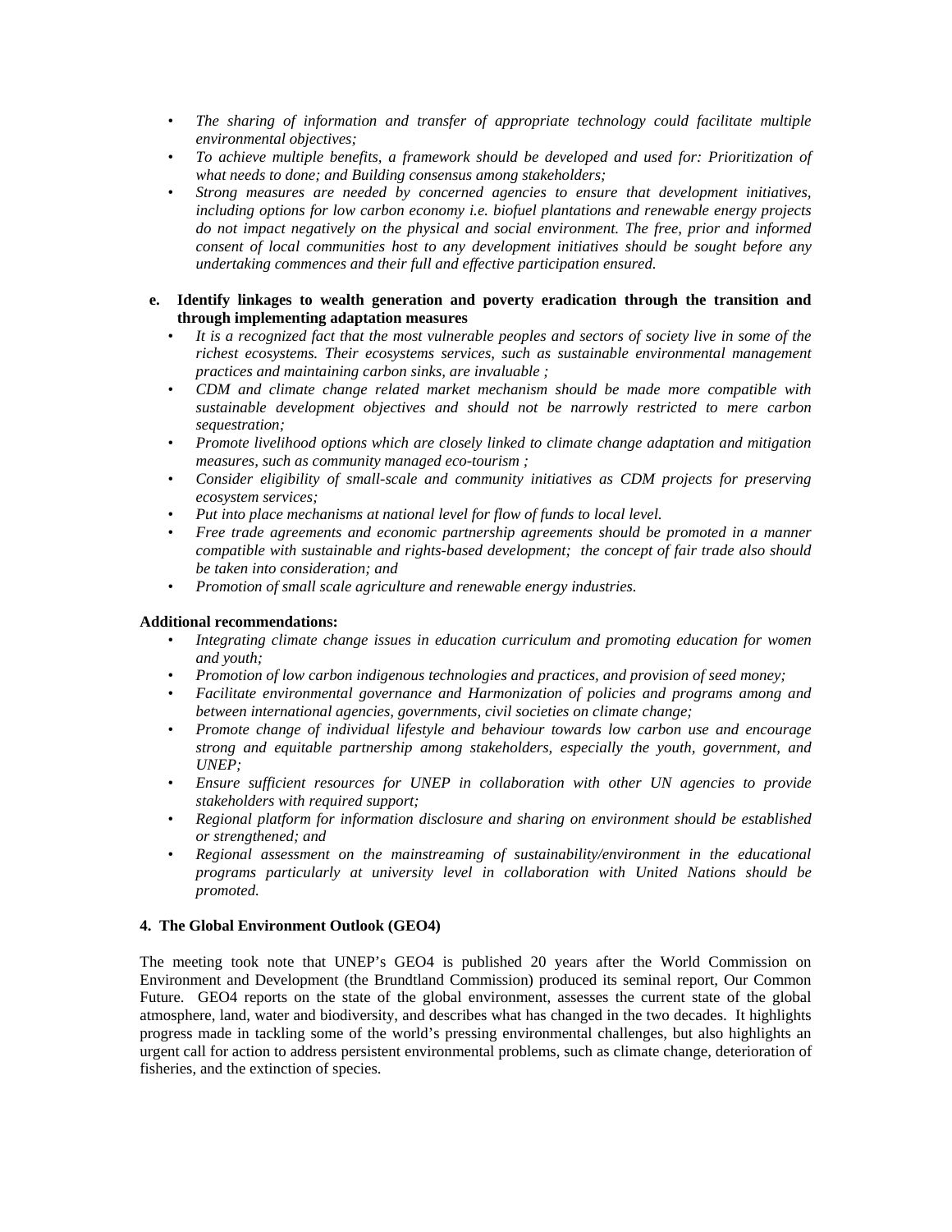- *The sharing of information and transfer of appropriate technology could facilitate multiple environmental objectives;*
- *To achieve multiple benefits, a framework should be developed and used for: Prioritization of what needs to done; and Building consensus among stakeholders;*
- *Strong measures are needed by concerned agencies to ensure that development initiatives, including options for low carbon economy i.e. biofuel plantations and renewable energy projects do not impact negatively on the physical and social environment. The free, prior and informed consent of local communities host to any development initiatives should be sought before any undertaking commences and their full and effective participation ensured.*

**e. Identify linkages to wealth generation and poverty eradication through the transition and through implementing adaptation measures**

- *It is a recognized fact that the most vulnerable peoples and sectors of society live in some of the richest ecosystems. Their ecosystems services, such as sustainable environmental management practices and maintaining carbon sinks, are invaluable ;*
- *CDM and climate change related market mechanism should be made more compatible with sustainable development objectives and should not be narrowly restricted to mere carbon sequestration;*
- *Promote livelihood options which are closely linked to climate change adaptation and mitigation measures, such as community managed eco-tourism ;*
- *Consider eligibility of small-scale and community initiatives as CDM projects for preserving ecosystem services;*
- *Put into place mechanisms at national level for flow of funds to local level.*
- *Free trade agreements and economic partnership agreements should be promoted in a manner compatible with sustainable and rights-based development; the concept of fair trade also should be taken into consideration; and*
- *Promotion of small scale agriculture and renewable energy industries.*

**Additional recommendations:**

- *Integrating climate change issues in education curriculum and promoting education for women and youth;*
- *Promotion of low carbon indigenous technologies and practices, and provision of seed money;*
- *Facilitate environmental governance and Harmonization of policies and programs among and between international agencies, governments, civil societies on climate change;*
- *Promote change of individual lifestyle and behaviour towards low carbon use and encourage strong and equitable partnership among stakeholders, especially the youth, government, and UNEP;*
- *Ensure sufficient resources for UNEP in collaboration with other UN agencies to provide stakeholders with required support;*
- *Regional platform for information disclosure and sharing on environment should be established or strengthened; and*
- *Regional assessment on the mainstreaming of sustainability/environment in the educational programs particularly at university level in collaboration with United Nations should be promoted.*

## 4. The Global Environment Outlook (GEO4)

The meeting took note that UNEP's GEO4 is published 20 years after the World Commission on Environment and Development (the Brundtland Commission) produced its seminal report, Our Common Future. GEO4 reports on the state of the global environment, assesses the current state of the atmosphere, land, water and biodiversity, and describes what has changed in the two decades. It highlights progress made in tackling some of the world's pressing environmental challenges, but also highlights an urgent call for action to address persistent environmental problems, such as climate change, deterioration of fisheries, and the extinction of species.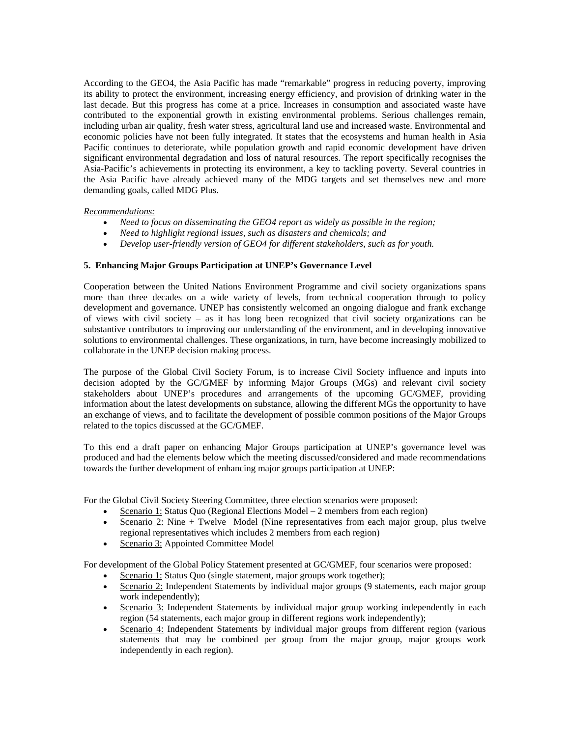According to the GEO4, the Asia Pacific has made "remarkable" progress in reducing poverty, improving its ability to protect the environment, increasing energy efficiency, and provision of drinking water in the last decade. But this progress has come at a price. Increases in consumption and associated waste have contributed to the exponential growth in existing environmental problems. Serious challenges remain, including urban air quality, fresh water stress, agricultural land use and increased waste. Environmental and economic policies have not been fully integrated. It states that the ecosystems and human health in Asia Pacific continues to deteriorate, while population growth and rapid economic development have driven significant environmental degradation and loss of natural resources. The report specifically recognises the Asia-Pacific's achievements in protecting its environment, a key to tackling poverty. Several countries in the Asia Pacific have already achieved many of the MDG targets and set themselves new and more demanding goals, called MDG Plus.

*Recommendations:*

- *Need to focus on disseminating the GEO4 report as widely as possible in the region;*
- *Need to highlight regional issues, such as disasters and chemicals; and*
- *Develop user-friendly version of GEO4 for different stakeholders, such as for youth.*

**5. Enhancing Major Groups Participation at UNEP's Governance Level**

Cooperation between the United Nations Environment Programme and civil society organizations spans more than three decades on a wide variety of levels, from technical cooperation through to policy development and governance. UNEP has consistently welcomed an ongoing dialogue and frank exchange of views with civil society – as it has long been recognized that civil society organizations can be substantive contributors to improving our understanding of the environment, and in developing innovative solutions to environmental challenges. These organizations, in turn, have become increasingly mobilized to collaborate in the UNEP decision making process.

The purpose of the Global Civil Society Forum, is to increase Civil Society influence and inputs into decision adopted by the GC/GMEF by informing Major Groups (MGs) and relevant civil society stakeholders about UNEP's procedures and arrangements of the upcoming GC/GMEF, providing information about the latest developments on substance, allowing the different MGs the opportunity to have an exchange of views, and to facilitate the development of possible common positions of the Major Groups related to the topics discussed at the GC/GMEF.

To this end a draft paper on enhancing Major Groups participation at UNEP's governance level was produced and had the elements below which the meeting discussed/considered and made recommendations towards the further development of enhancing major groups participation at UNEP:

For the Global Civil Society Steering Committee, three election scenarios were proposed:

- Scenario 1: Status Quo (Regional Elections Model – 2 members from each region)
- Scenario 2: Nine + Twelve Model (Nine representatives from each major group, plus twelve regional representatives which includes 2 members from each region)
- Scenario 3: Appointed Committee Model

For development of the Global Policy Statement presented at GC/GMEF, four scenarios were proposed:

- Scenario 1: Status Quo (single statement, major groups work together);
- Scenario 2: Independent Statements by individual major groups (9 statements, each major group work independently);
- Scenario 3: Independent Statements by individual major group working independently in each region (54 statements, each major group in different regions work independently);
- Scenario 4: Independent Statements by individual major groups from different region (various statements that may be combined per group from the major group, major groups work independently in each region).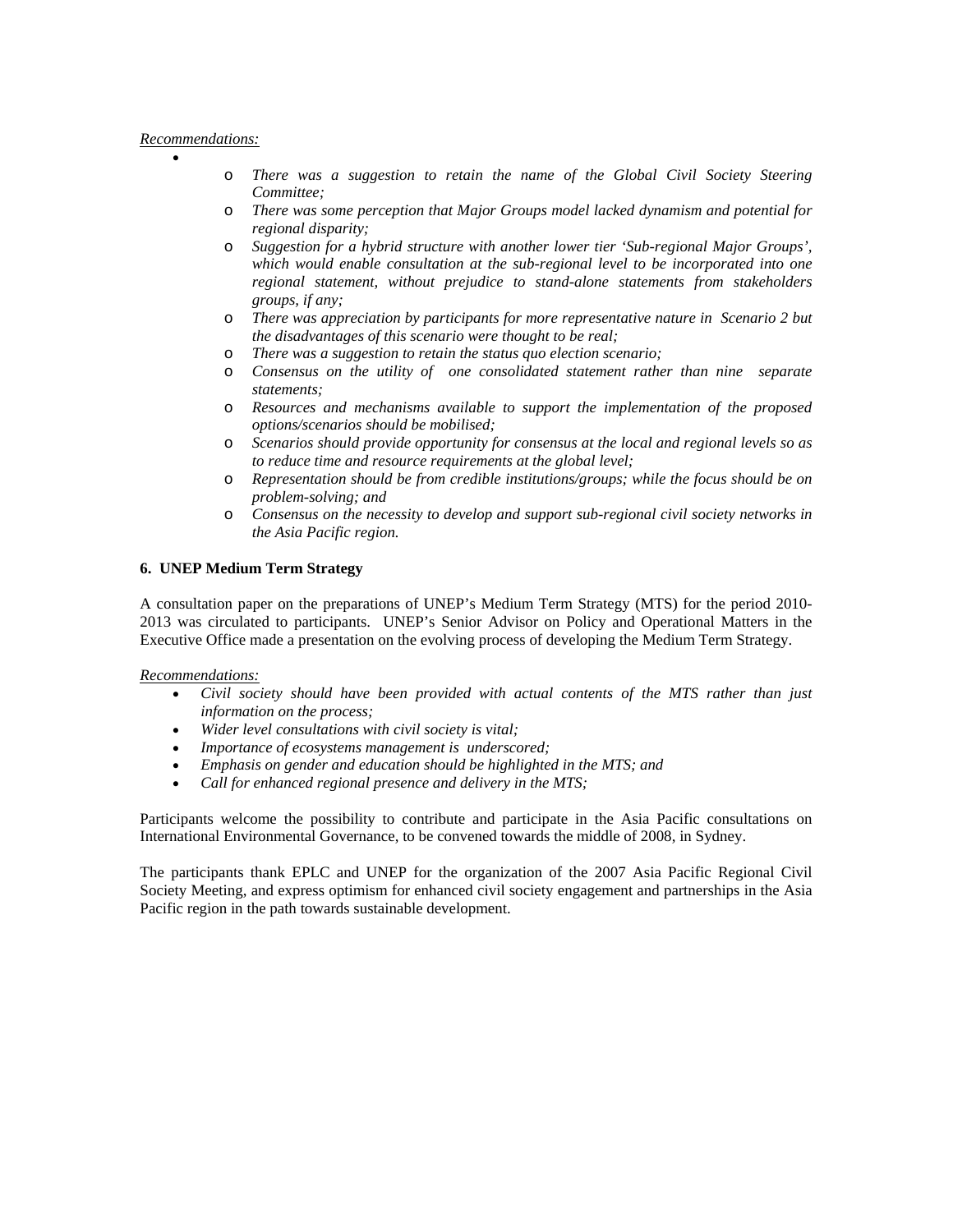*Recommendations:*

- 
    - *There was a suggestion to retain the name of the Global Civil Society Steering Committee;*
    - *There was some perception that Major Groups model lacked dynamism and potential for regional disparity;*
    - *Suggestion for a hybrid structure with another lower tier 'Sub-regional Major Groups', which would enable consultation at the sub-regional level to be incorporated into one regional statement, without prejudice to stand-alone statements from stakeholders groups, if any;*
    - *There was appreciation by participants for more representative nature in Scenario 2 but the disadvantages of this scenario were thought to be real;*
    - *There was a suggestion to retain the status quo election scenario;*
    - *Consensus on the utility of one consolidated statement rather than nine separate statements;*
    - *Resources and mechanisms available to support the implementation of the proposed options/scenarios should be mobilised;*
    - *Scenarios should provide opportunity for consensus at the local and regional levels so as to reduce time and resource requirements at the global level;*
    - *Representation should be from credible institutions/groups; while the focus should be on problem-solving; and*
    - *Consensus on the necessity to develop and support sub-regional civil society networks in the Asia Pacific region.*

**6. UNEP Medium Term Strategy**

A consultation paper on the preparations of UNEP's Medium Term Strategy (MTS) for the period 2010-2013 was circulated to participants. UNEP's Senior Advisor on Policy and Operational Matters in the Executive Office made a presentation on the evolving process of developing the Medium Term Strategy.

*Recommendations:*

- *Civil society should have been provided with actual contents of the MTS rather than just information on the process;*
- *Wider level consultations with civil society is vital;*
- *Importance of ecosystems management is underscored;*
- *Emphasis on gender and education should be highlighted in the MTS; and*
- *Call for enhanced regional presence and delivery in the MTS;*

Participants welcome the possibility to contribute and participate in the Asia Pacific consultations on International Environmental Governance, to be convened towards the middle of 2008, in Sydney.

The participants thank EPLC and UNEP for the organization of the 2007 Asia Pacific Regional Civil Society Meeting, and express optimism for enhanced civil society engagement and partnerships in the Asia Pacific region in the path towards sustainable development.